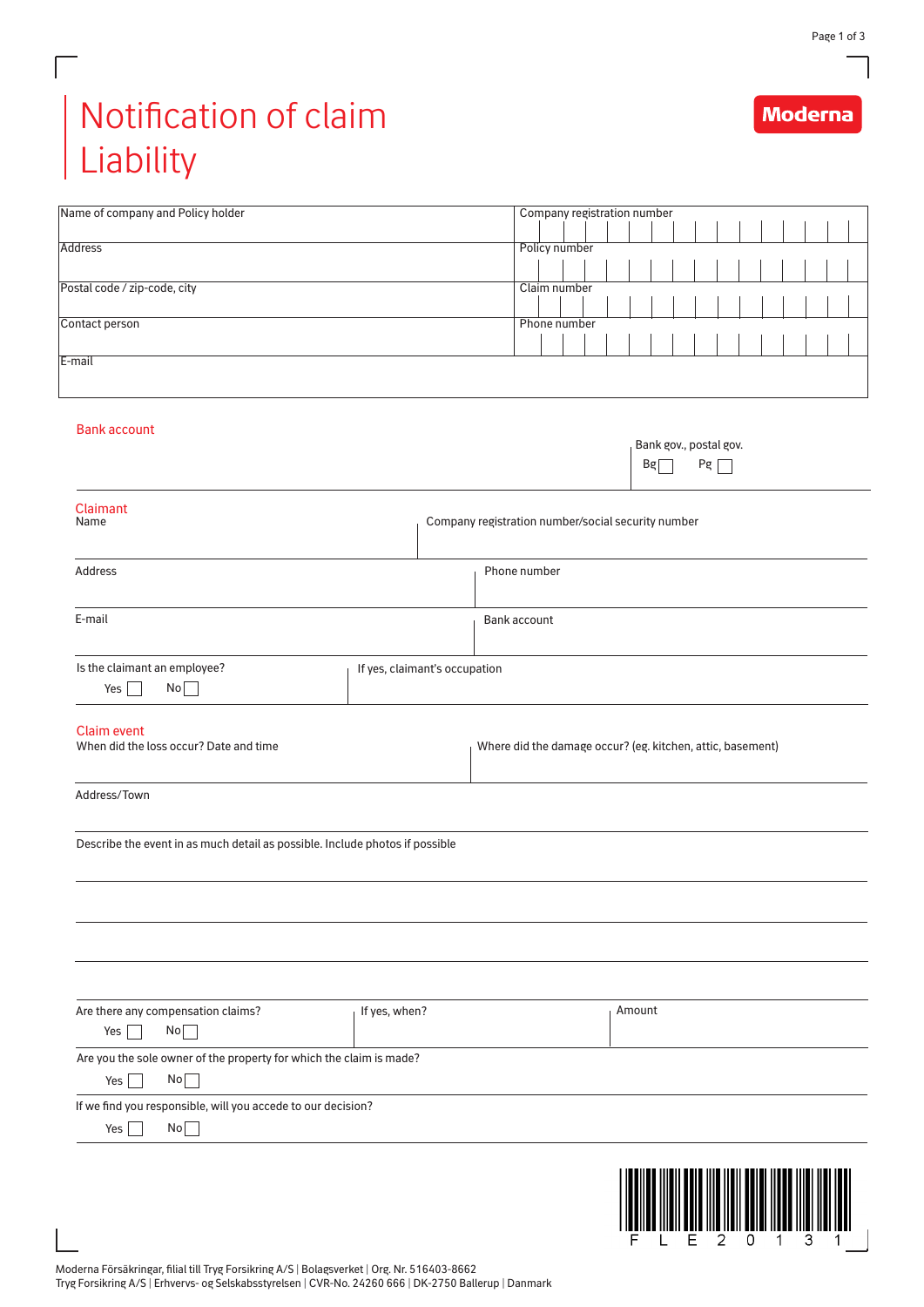# Notification of claim
# Liability

Moderna

| Name of company and Policy holder | Company registration number |
|---|---|
| Address | Policy number |
| Postal code / zip-code, city | Claim number |
| Contact person | Phone number |
| E-mail | |

## Bank account

Bank gov., postal gov.
Bg ☐ Pg ☐

## Claimant

| Name | Company registration number/social security number |
|---|---|
| Address | Phone number |
| E-mail | Bank account |
| Is the claimant an employee? Yes ☐ No ☐ | If yes, claimant's occupation |

## Claim event

| When did the loss occur? Date and time | Where did the damage occur? (eg. kitchen, attic, basement) |
|---|---|

Address/Town

Describe the event in as much detail as possible. Include photos if possible

| Are there any compensation claims? Yes ☐ No ☐ | If yes, when? | Amount |
|---|---|---|

Are you the sole owner of the property for which the claim is made?
Yes ☐ No ☐

If we find you responsible, will you accede to our decision?
Yes ☐ No ☐

F L E 2 0 1 3 1

Moderna Försäkringar, filial till Tryg Forsikring A/S | Bolagsverket | Org. Nr. 516403-8662
Tryg Forsikring A/S | Erhvervs- og Selskabsstyrelsen | CVR-No. 24260 666 | DK-2750 Ballerup | Danmark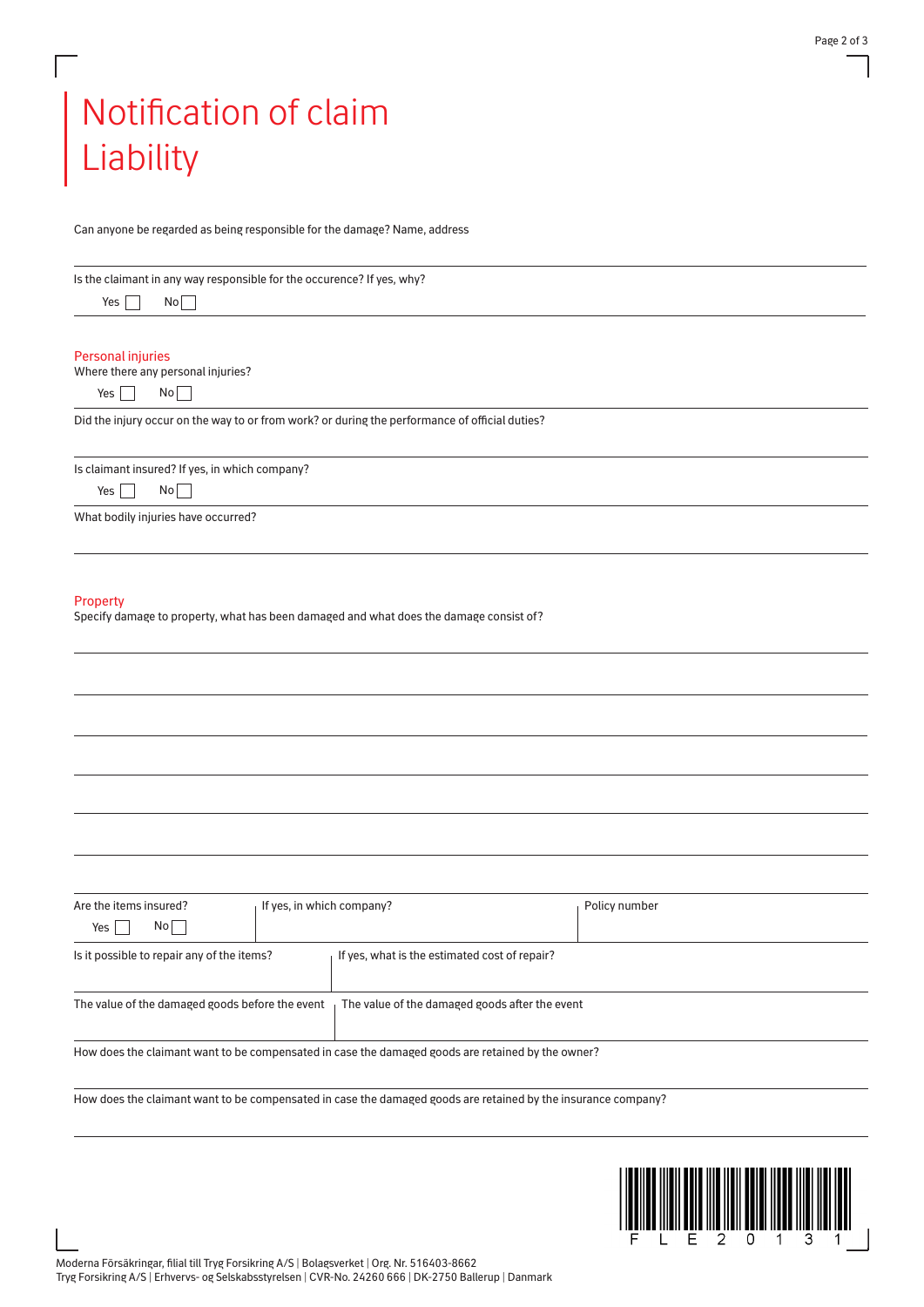# Notification of claim Liability

Can anyone be regarded as being responsible for the damage? Name, address

Is the claimant in any way responsible for the occurence? If yes, why?

Yes ☐ No ☐

## Personal injuries

Where there any personal injuries?

Yes ☐ No ☐

Did the injury occur on the way to or from work? or during the performance of official duties?

Is claimant insured? If yes, in which company?

Yes ☐ No ☐

What bodily injuries have occurred?

## Property

Specify damage to property, what has been damaged and what does the damage consist of?

| Are the items insured? Yes ☐ No ☐ | If yes, in which company? | Policy number |
|---|---|---|

| Is it possible to repair any of the items? | If yes, what is the estimated cost of repair? |
|---|---|
| The value of the damaged goods before the event | The value of the damaged goods after the event |

How does the claimant want to be compensated in case the damaged goods are retained by the owner?

How does the claimant want to be compensated in case the damaged goods are retained by the insurance company?

F L E 2 0 1 3 1

Moderna Försäkringar, filial till Tryg Forsikring A/S | Bolagsverket | Org. Nr. 516403-8662
Tryg Forsikring A/S | Erhvervs- og Selskabsstyrelsen | CVR-No. 24260 666 | DK-2750 Ballerup | Danmark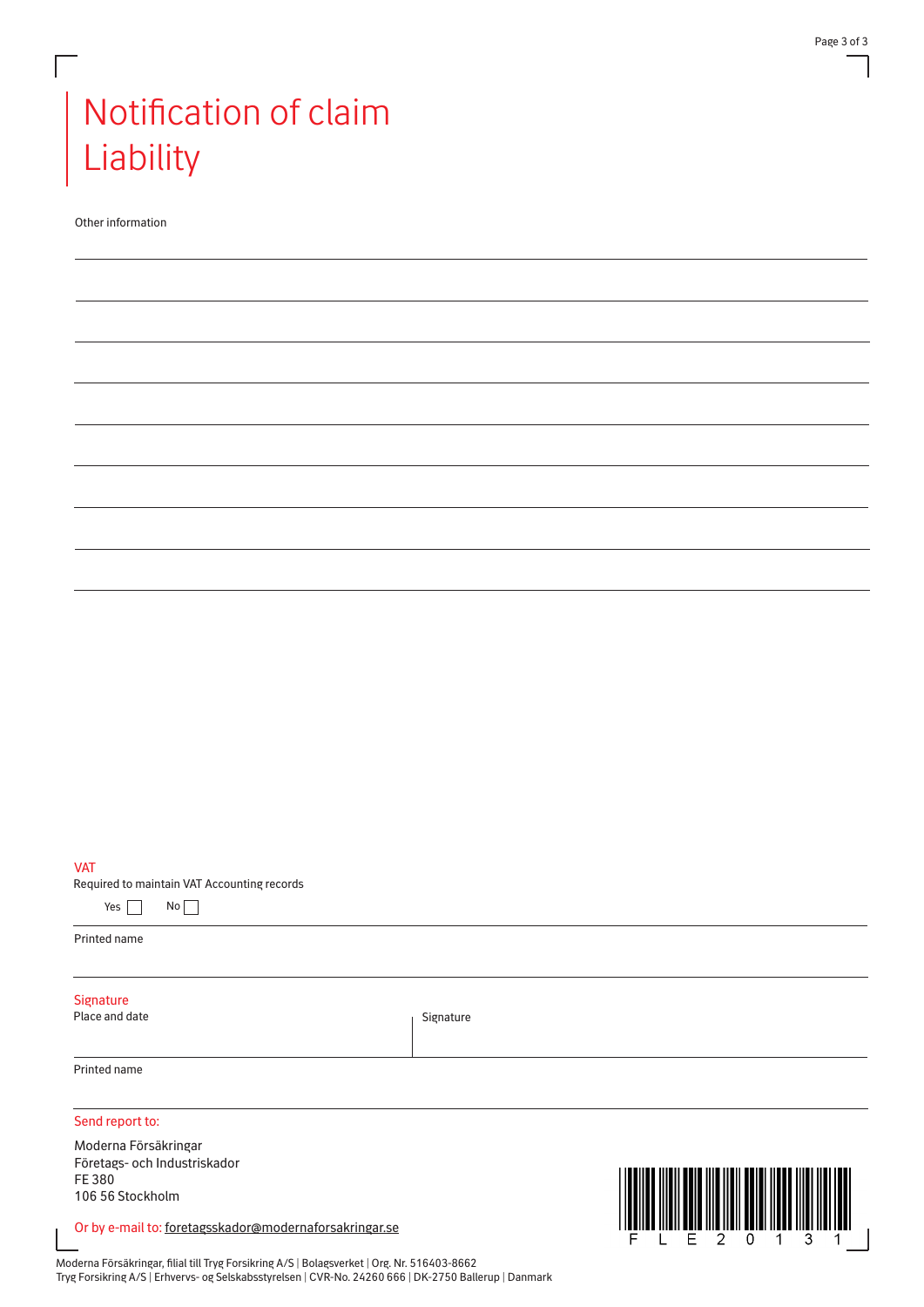# Notification of claim Liability

Other information

## VAT

Required to maintain VAT Accounting records

Yes ☐ No ☐

Printed name

## Signature

Place and date

Signature

Printed name

## Send report to:

Moderna Försäkringar
Företags- och Industriskador
FE 380
106 56 Stockholm

Or by e-mail to: foretagsskador@modernaforsakringar.se

F L E 2 0 1 3 1

Moderna Försäkringar, filial till Tryg Forsikring A/S | Bolagsverket | Org. Nr. 516403-8662
Tryg Forsikring A/S | Erhvervs- og Selskabsstyrelsen | CVR-No. 24260 666 | DK-2750 Ballerup | Danmark